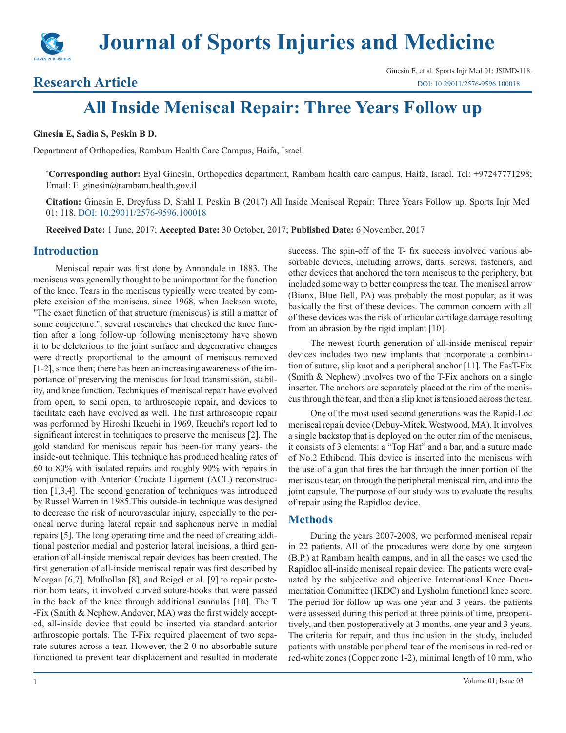# Journal of Sports Injuries and Medicine

## Research Article

# All Inside Meniscal Repair: Three Years Follow up

**Ginesin E, Sadia S, Peskin B D.**

Department of Orthopedics, Rambam Health Care Campus, Haifa, Israel

***Corresponding author:** Eyal Ginesin, Orthopedics department, Rambam health care campus, Haifa, Israel. Tel: +97247771298; Email: E_ginesin@rambam.health.gov.il

**Citation:** Ginesin E, Dreyfuss D, Stahl I, Peskin B (2017) All Inside Meniscal Repair: Three Years Follow up. Sports Injr Med 01: 118. DOI: 10.29011/2576-9596.100018

**Received Date:** 1 June, 2017; **Accepted Date:** 30 October, 2017; **Published Date:** 6 November, 2017

## Introduction

Meniscal repair was first done by Annandale in 1883. The meniscus was generally thought to be unimportant for the function of the knee. Tears in the meniscus typically were treated by complete excision of the meniscus. since 1968, when Jackson wrote, "The exact function of that structure (meniscus) is still a matter of some conjecture.", several researches that checked the knee function after a long follow-up following menisectomy have shown it to be deleterious to the joint surface and degenerative changes were directly proportional to the amount of meniscus removed [1-2], since then; there has been an increasing awareness of the importance of preserving the meniscus for load transmission, stability, and knee function. Techniques of meniscal repair have evolved from open, to semi open, to arthroscopic repair, and devices to facilitate each have evolved as well. The first arthroscopic repair was performed by Hiroshi Ikeuchi in 1969, Ikeuchi's report led to significant interest in techniques to preserve the meniscus [2]. The gold standard for meniscus repair has been-for many years- the inside-out technique. This technique has produced healing rates of 60 to 80% with isolated repairs and roughly 90% with repairs in conjunction with Anterior Cruciate Ligament (ACL) reconstruction [1,3,4]. The second generation of techniques was introduced by Russel Warren in 1985.This outside-in technique was designed to decrease the risk of neurovascular injury, especially to the peroneal nerve during lateral repair and saphenous nerve in medial repairs [5]. The long operating time and the need of creating additional posterior medial and posterior lateral incisions, a third generation of all-inside meniscal repair devices has been created. The first generation of all-inside meniscal repair was first described by Morgan [6,7], Mulhollan [8], and Reigel et al. [9] to repair posterior horn tears, it involved curved suture-hooks that were passed in the back of the knee through additional cannulas [10]. The T -Fix (Smith & Nephew, Andover, MA) was the first widely accepted, all-inside device that could be inserted via standard anterior arthroscopic portals. The T-Fix required placement of two separate sutures across a tear. However, the 2-0 no absorbable suture functioned to prevent tear displacement and resulted in moderate success. The spin-off of the T- fix success involved various absorbable devices, including arrows, darts, screws, fasteners, and other devices that anchored the torn meniscus to the periphery, but included some way to better compress the tear. The meniscal arrow (Bionx, Blue Bell, PA) was probably the most popular, as it was basically the first of these devices. The common concern with all of these devices was the risk of articular cartilage damage resulting from an abrasion by the rigid implant [10].

The newest fourth generation of all-inside meniscal repair devices includes two new implants that incorporate a combination of suture, slip knot and a peripheral anchor [11]. The FasT-Fix (Smith & Nephew) involves two of the T-Fix anchors on a single inserter. The anchors are separately placed at the rim of the meniscus through the tear, and then a slip knot is tensioned across the tear.

One of the most used second generations was the Rapid-Loc meniscal repair device (Debuy-Mitek, Westwood, MA). It involves a single backstop that is deployed on the outer rim of the meniscus, it consists of 3 elements: a "Top Hat" and a bar, and a suture made of No.2 Ethibond. This device is inserted into the meniscus with the use of a gun that fires the bar through the inner portion of the meniscus tear, on through the peripheral meniscal rim, and into the joint capsule. The purpose of our study was to evaluate the results of repair using the Rapidloc device.

## Methods

During the years 2007-2008, we performed meniscal repair in 22 patients. All of the procedures were done by one surgeon (B.P.) at Rambam health campus, and in all the cases we used the Rapidloc all-inside meniscal repair device. The patients were evaluated by the subjective and objective International Knee Documentation Committee (IKDC) and Lysholm functional knee score. The period for follow up was one year and 3 years, the patients were assessed during this period at three points of time, preoperatively, and then postoperatively at 3 months, one year and 3 years. The criteria for repair, and thus inclusion in the study, included patients with unstable peripheral tear of the meniscus in red-red or red-white zones (Copper zone 1-2), minimal length of 10 mm, who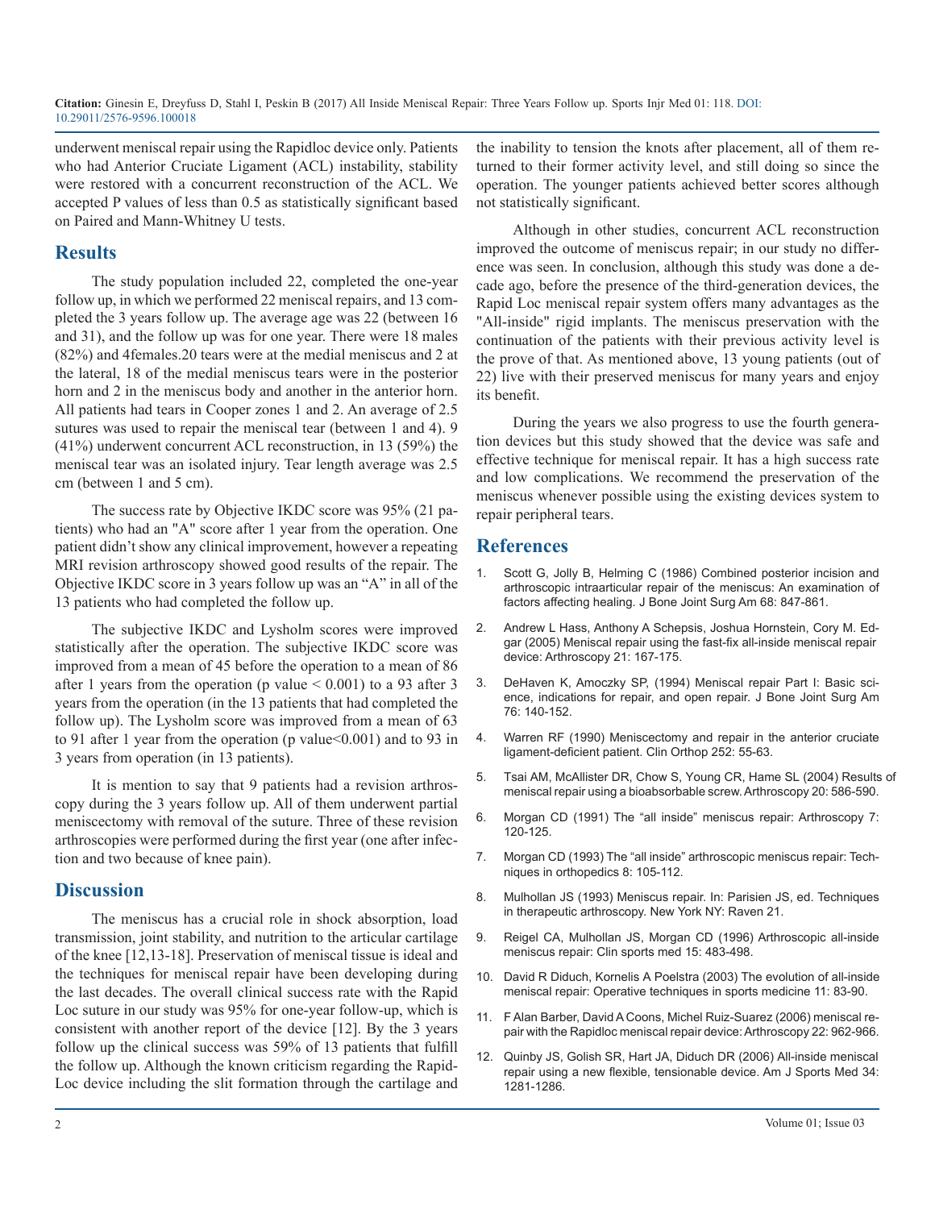underwent meniscal repair using the Rapidloc device only. Patients who had Anterior Cruciate Ligament (ACL) instability, stability were restored with a concurrent reconstruction of the ACL. We accepted P values of less than 0.5 as statistically significant based on Paired and Mann-Whitney U tests.

## Results

The study population included 22, completed the one-year follow up, in which we performed 22 meniscal repairs, and 13 completed the 3 years follow up. The average age was 22 (between 16 and 31), and the follow up was for one year. There were 18 males (82%) and 4females.20 tears were at the medial meniscus and 2 at the lateral, 18 of the medial meniscus tears were in the posterior horn and 2 in the meniscus body and another in the anterior horn. All patients had tears in Cooper zones 1 and 2. An average of 2.5 sutures was used to repair the meniscal tear (between 1 and 4). 9 (41%) underwent concurrent ACL reconstruction, in 13 (59%) the meniscal tear was an isolated injury. Tear length average was 2.5 cm (between 1 and 5 cm).

The success rate by Objective IKDC score was 95% (21 patients) who had an "A" score after 1 year from the operation. One patient didn't show any clinical improvement, however a repeating MRI revision arthroscopy showed good results of the repair. The Objective IKDC score in 3 years follow up was an "A" in all of the 13 patients who had completed the follow up.

The subjective IKDC and Lysholm scores were improved statistically after the operation. The subjective IKDC score was improved from a mean of 45 before the operation to a mean of 86 after 1 years from the operation (p value $< 0.001$) to a 93 after 3 years from the operation (in the 13 patients that had completed the follow up). The Lysholm score was improved from a mean of 63 to 91 after 1 year from the operation (p value$<0.001$) and to 93 in 3 years from operation (in 13 patients).

It is mention to say that 9 patients had a revision arthroscopy during the 3 years follow up. All of them underwent partial meniscectomy with removal of the suture. Three of these revision arthroscopies were performed during the first year (one after infection and two because of knee pain).

## Discussion

The meniscus has a crucial role in shock absorption, load transmission, joint stability, and nutrition to the articular cartilage of the knee [12,13-18]. Preservation of meniscal tissue is ideal and the techniques for meniscal repair have been developing during the last decades. The overall clinical success rate with the Rapid Loc suture in our study was 95% for one-year follow-up, which is consistent with another report of the device [12]. By the 3 years follow up the clinical success was 59% of 13 patients that fulfill the follow up. Although the known criticism regarding the Rapid-Loc device including the slit formation through the cartilage and the inability to tension the knots after placement, all of them returned to their former activity level, and still doing so since the operation. The younger patients achieved better scores although not statistically significant.

Although in other studies, concurrent ACL reconstruction improved the outcome of meniscus repair; in our study no difference was seen. In conclusion, although this study was done a decade ago, before the presence of the third-generation devices, the Rapid Loc meniscal repair system offers many advantages as the "All-inside" rigid implants. The meniscus preservation with the continuation of the patients with their previous activity level is the prove of that. As mentioned above, 13 young patients (out of 22) live with their preserved meniscus for many years and enjoy its benefit.

During the years we also progress to use the fourth generation devices but this study showed that the device was safe and effective technique for meniscal repair. It has a high success rate and low complications. We recommend the preservation of the meniscus whenever possible using the existing devices system to repair peripheral tears.

## References

1. Scott G, Jolly B, Helming C (1986) Combined posterior incision and arthroscopic intraarticular repair of the meniscus: An examination of factors affecting healing. J Bone Joint Surg Am 68: 847-861.
2. Andrew L Hass, Anthony A Schepsis, Joshua Hornstein, Cory M. Edgar (2005) Meniscal repair using the fast-fix all-inside meniscal repair device: Arthroscopy 21: 167-175.
3. DeHaven K, Amoczky SP, (1994) Meniscal repair Part I: Basic science, indications for repair, and open repair. J Bone Joint Surg Am 76: 140-152.
4. Warren RF (1990) Meniscectomy and repair in the anterior cruciate ligament-deficient patient. Clin Orthop 252: 55-63.
5. Tsai AM, McAllister DR, Chow S, Young CR, Hame SL (2004) Results of meniscal repair using a bioabsorbable screw. Arthroscopy 20: 586-590.
6. Morgan CD (1991) The "all inside" meniscus repair: Arthroscopy 7: 120-125.
7. Morgan CD (1993) The "all inside" arthroscopic meniscus repair: Techniques in orthopedics 8: 105-112.
8. Mulhollan JS (1993) Meniscus repair. In: Parisien JS, ed. Techniques in therapeutic arthroscopy. New York NY: Raven 21.
9. Reigel CA, Mulhollan JS, Morgan CD (1996) Arthroscopic all-inside meniscus repair: Clin sports med 15: 483-498.
10. David R Diduch, Kornelis A Poelstra (2003) The evolution of all-inside meniscal repair: Operative techniques in sports medicine 11: 83-90.
11. F Alan Barber, David A Coons, Michel Ruiz-Suarez (2006) meniscal repair with the Rapidloc meniscal repair device: Arthroscopy 22: 962-966.
12. Quinby JS, Golish SR, Hart JA, Diduch DR (2006) All-inside meniscal repair using a new flexible, tensionable device. Am J Sports Med 34: 1281-1286.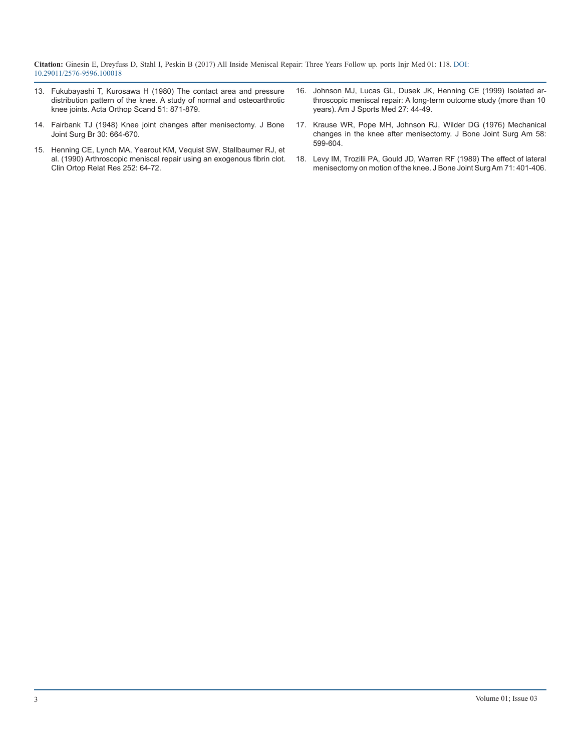13. Fukubayashi T, Kurosawa H (1980) The contact area and pressure distribution pattern of the knee. A study of normal and osteoarthrotic knee joints. Acta Orthop Scand 51: 871-879.

14. Fairbank TJ (1948) Knee joint changes after menisectomy. J Bone Joint Surg Br 30: 664-670.

15. Henning CE, Lynch MA, Yearout KM, Vequist SW, Stallbaumer RJ, et al. (1990) Arthroscopic meniscal repair using an exogenous fibrin clot. Clin Ortop Relat Res 252: 64-72.

16. Johnson MJ, Lucas GL, Dusek JK, Henning CE (1999) Isolated arthroscopic meniscal repair: A long-term outcome study (more than 10 years). Am J Sports Med 27: 44-49.

17. Krause WR, Pope MH, Johnson RJ, Wilder DG (1976) Mechanical changes in the knee after menisectomy. J Bone Joint Surg Am 58: 599-604.

18. Levy IM, Trozilli PA, Gould JD, Warren RF (1989) The effect of lateral menisectomy on motion of the knee. J Bone Joint Surg Am 71: 401-406.